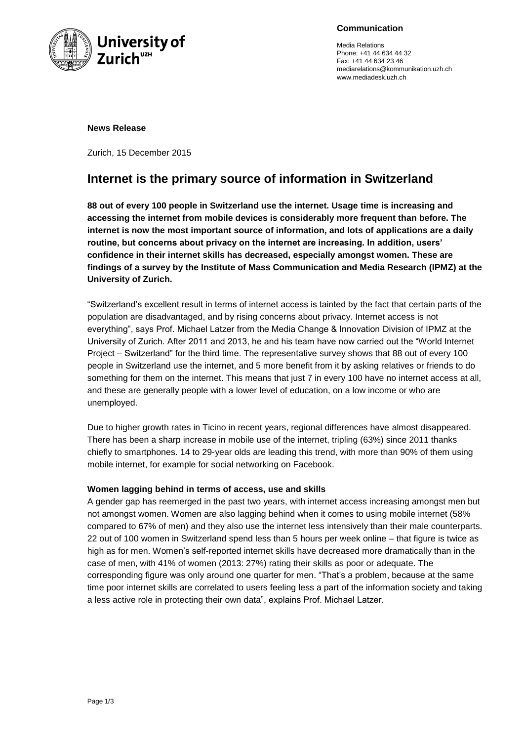**Communication**

Media Relations
Phone: +41 44 634 44 32
Fax: +41 44 634 23 46
mediarelations@kommunikation.uzh.ch
www.mediadesk.uzh.ch

**News Release**

Zurich, 15 December 2015

# Internet is the primary source of information in Switzerland

**88 out of every 100 people in Switzerland use the internet. Usage time is increasing and accessing the internet from mobile devices is considerably more frequent than before. The internet is now the most important source of information, and lots of applications are a daily routine, but concerns about privacy on the internet are increasing. In addition, users' confidence in their internet skills has decreased, especially amongst women. These are findings of a survey by the Institute of Mass Communication and Media Research (IPMZ) at the University of Zurich.**

"Switzerland's excellent result in terms of internet access is tainted by the fact that certain parts of the population are disadvantaged, and by rising concerns about privacy. Internet access is not everything", says Prof. Michael Latzer from the Media Change & Innovation Division of IPMZ at the University of Zurich. After 2011 and 2013, he and his team have now carried out the "World Internet Project – Switzerland" for the third time. The representative survey shows that 88 out of every 100 people in Switzerland use the internet, and 5 more benefit from it by asking relatives or friends to do something for them on the internet. This means that just 7 in every 100 have no internet access at all, and these are generally people with a lower level of education, on a low income or who are unemployed.

Due to higher growth rates in Ticino in recent years, regional differences have almost disappeared. There has been a sharp increase in mobile use of the internet, tripling (63%) since 2011 thanks chiefly to smartphones. 14 to 29-year olds are leading this trend, with more than 90% of them using mobile internet, for example for social networking on Facebook.

### Women lagging behind in terms of access, use and skills

A gender gap has reemerged in the past two years, with internet access increasing amongst men but not amongst women. Women are also lagging behind when it comes to using mobile internet (58% compared to 67% of men) and they also use the internet less intensively than their male counterparts. 22 out of 100 women in Switzerland spend less than 5 hours per week online – that figure is twice as high as for men. Women's self-reported internet skills have decreased more dramatically than in the case of men, with 41% of women (2013: 27%) rating their skills as poor or adequate. The corresponding figure was only around one quarter for men. "That's a problem, because at the same time poor internet skills are correlated to users feeling less a part of the information society and taking a less active role in protecting their own data", explains Prof. Michael Latzer.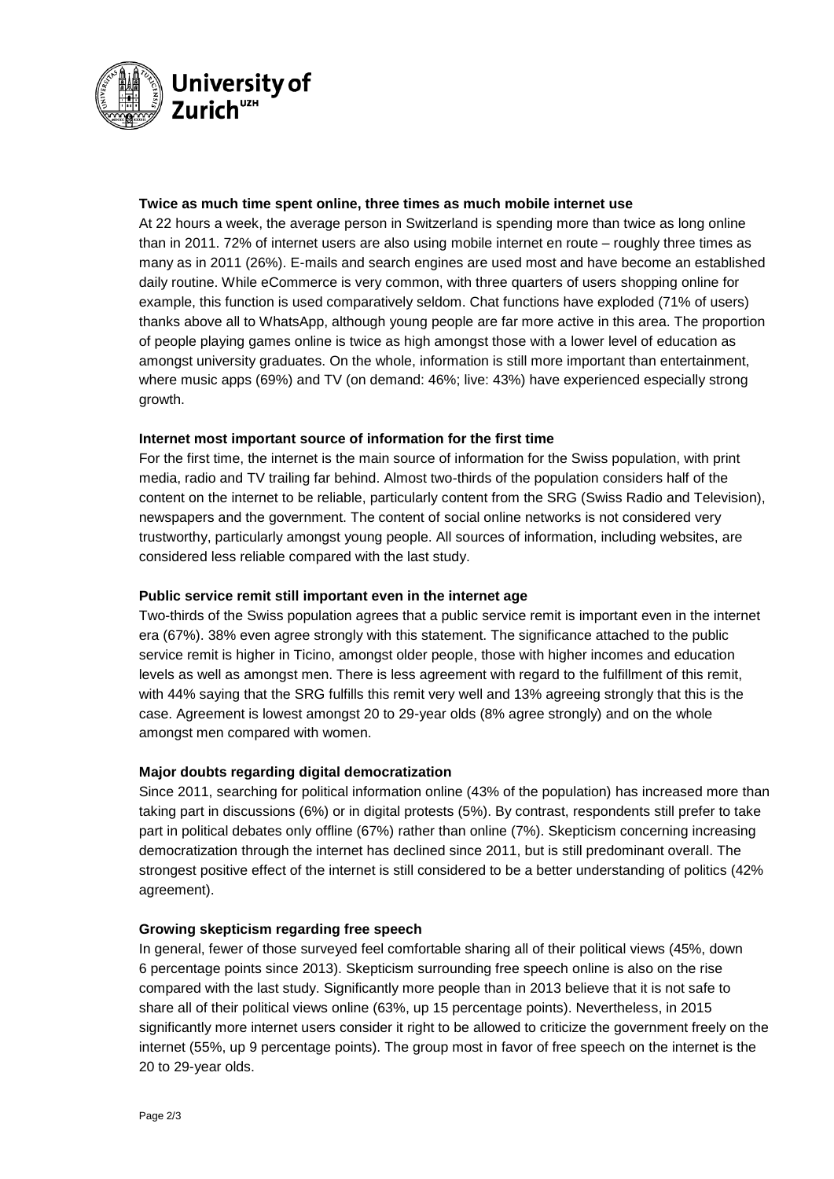**Twice as much time spent online, three times as much mobile internet use**

At 22 hours a week, the average person in Switzerland is spending more than twice as long online than in 2011. 72% of internet users are also using mobile internet en route – roughly three times as many as in 2011 (26%). E-mails and search engines are used most and have become an established daily routine. While eCommerce is very common, with three quarters of users shopping online for example, this function is used comparatively seldom. Chat functions have exploded (71% of users) thanks above all to WhatsApp, although young people are far more active in this area. The proportion of people playing games online is twice as high amongst those with a lower level of education as amongst university graduates. On the whole, information is still more important than entertainment, where music apps (69%) and TV (on demand: 46%; live: 43%) have experienced especially strong growth.

**Internet most important source of information for the first time**

For the first time, the internet is the main source of information for the Swiss population, with print media, radio and TV trailing far behind. Almost two-thirds of the population considers half of the content on the internet to be reliable, particularly content from the SRG (Swiss Radio and Television), newspapers and the government. The content of social online networks is not considered very trustworthy, particularly amongst young people. All sources of information, including websites, are considered less reliable compared with the last study.

**Public service remit still important even in the internet age**

Two-thirds of the Swiss population agrees that a public service remit is important even in the internet era (67%). 38% even agree strongly with this statement. The significance attached to the public service remit is higher in Ticino, amongst older people, those with higher incomes and education levels as well as amongst men. There is less agreement with regard to the fulfillment of this remit, with 44% saying that the SRG fulfills this remit very well and 13% agreeing strongly that this is the case. Agreement is lowest amongst 20 to 29-year olds (8% agree strongly) and on the whole amongst men compared with women.

**Major doubts regarding digital democratization**

Since 2011, searching for political information online (43% of the population) has increased more than taking part in discussions (6%) or in digital protests (5%). By contrast, respondents still prefer to take part in political debates only offline (67%) rather than online (7%). Skepticism concerning increasing democratization through the internet has declined since 2011, but is still predominant overall. The strongest positive effect of the internet is still considered to be a better understanding of politics (42% agreement).

**Growing skepticism regarding free speech**

In general, fewer of those surveyed feel comfortable sharing all of their political views (45%, down 6 percentage points since 2013). Skepticism surrounding free speech online is also on the rise compared with the last study. Significantly more people than in 2013 believe that it is not safe to share all of their political views online (63%, up 15 percentage points). Nevertheless, in 2015 significantly more internet users consider it right to be allowed to criticize the government freely on the internet (55%, up 9 percentage points). The group most in favor of free speech on the internet is the 20 to 29-year olds.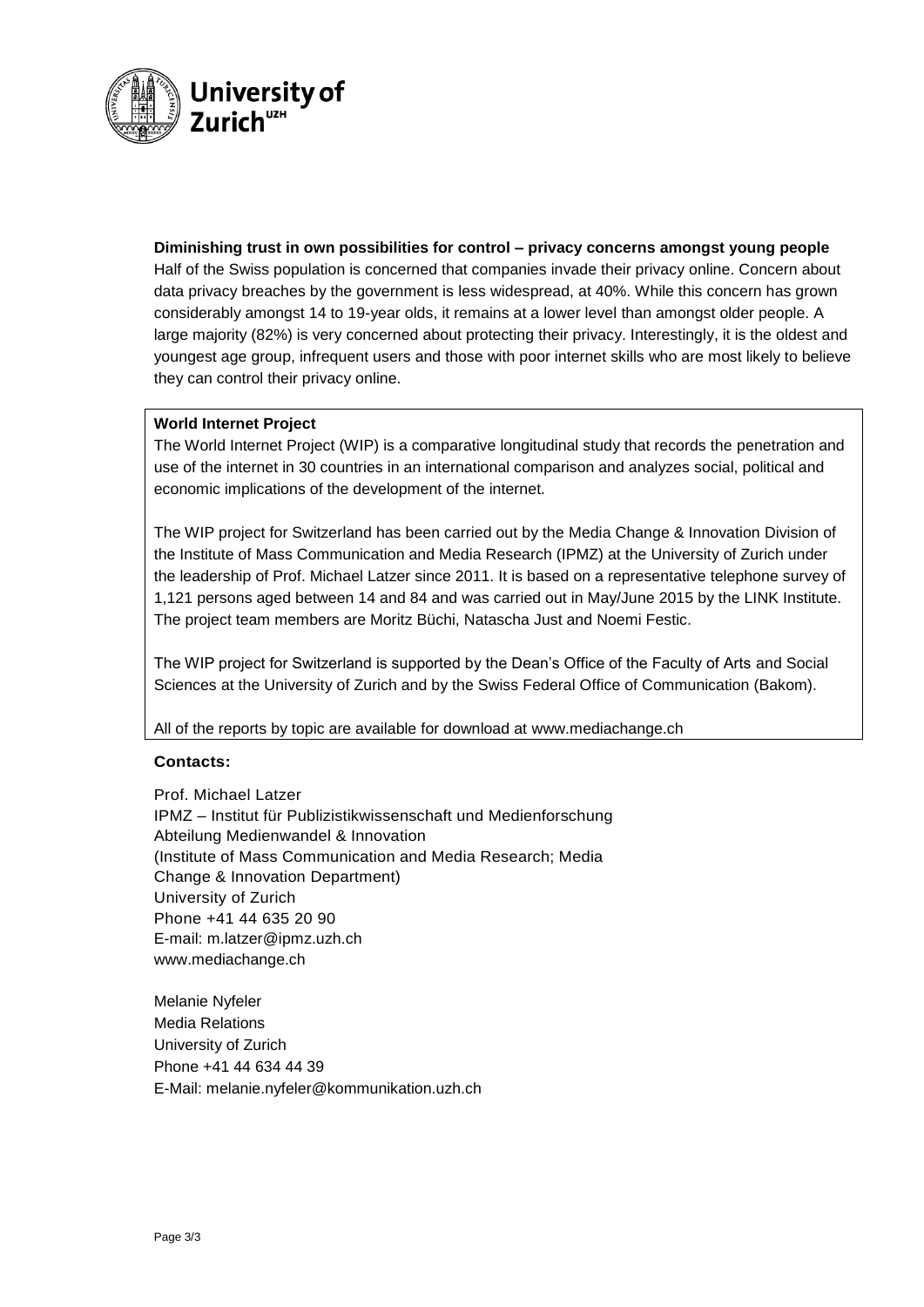**Diminishing trust in own possibilities for control – privacy concerns amongst young people**

Half of the Swiss population is concerned that companies invade their privacy online. Concern about data privacy breaches by the government is less widespread, at 40%. While this concern has grown considerably amongst 14 to 19-year olds, it remains at a lower level than amongst older people. A large majority (82%) is very concerned about protecting their privacy. Interestingly, it is the oldest and youngest age group, infrequent users and those with poor internet skills who are most likely to believe they can control their privacy online.

**World Internet Project**

The World Internet Project (WIP) is a comparative longitudinal study that records the penetration and use of the internet in 30 countries in an international comparison and analyzes social, political and economic implications of the development of the internet.

The WIP project for Switzerland has been carried out by the Media Change & Innovation Division of the Institute of Mass Communication and Media Research (IPMZ) at the University of Zurich under the leadership of Prof. Michael Latzer since 2011. It is based on a representative telephone survey of 1,121 persons aged between 14 and 84 and was carried out in May/June 2015 by the LINK Institute. The project team members are Moritz Büchi, Natascha Just and Noemi Festic.

The WIP project for Switzerland is supported by the Dean's Office of the Faculty of Arts and Social Sciences at the University of Zurich and by the Swiss Federal Office of Communication (Bakom).

All of the reports by topic are available for download at www.mediachange.ch

**Contacts:**

Prof. Michael Latzer
IPMZ – Institut für Publizistikwissenschaft und Medienforschung
Abteilung Medienwandel & Innovation
(Institute of Mass Communication and Media Research; Media Change & Innovation Department)
University of Zurich
Phone +41 44 635 20 90
E-mail: m.latzer@ipmz.uzh.ch
www.mediachange.ch

Melanie Nyfeler
Media Relations
University of Zurich
Phone +41 44 634 44 39
E-Mail: melanie.nyfeler@kommunikation.uzh.ch